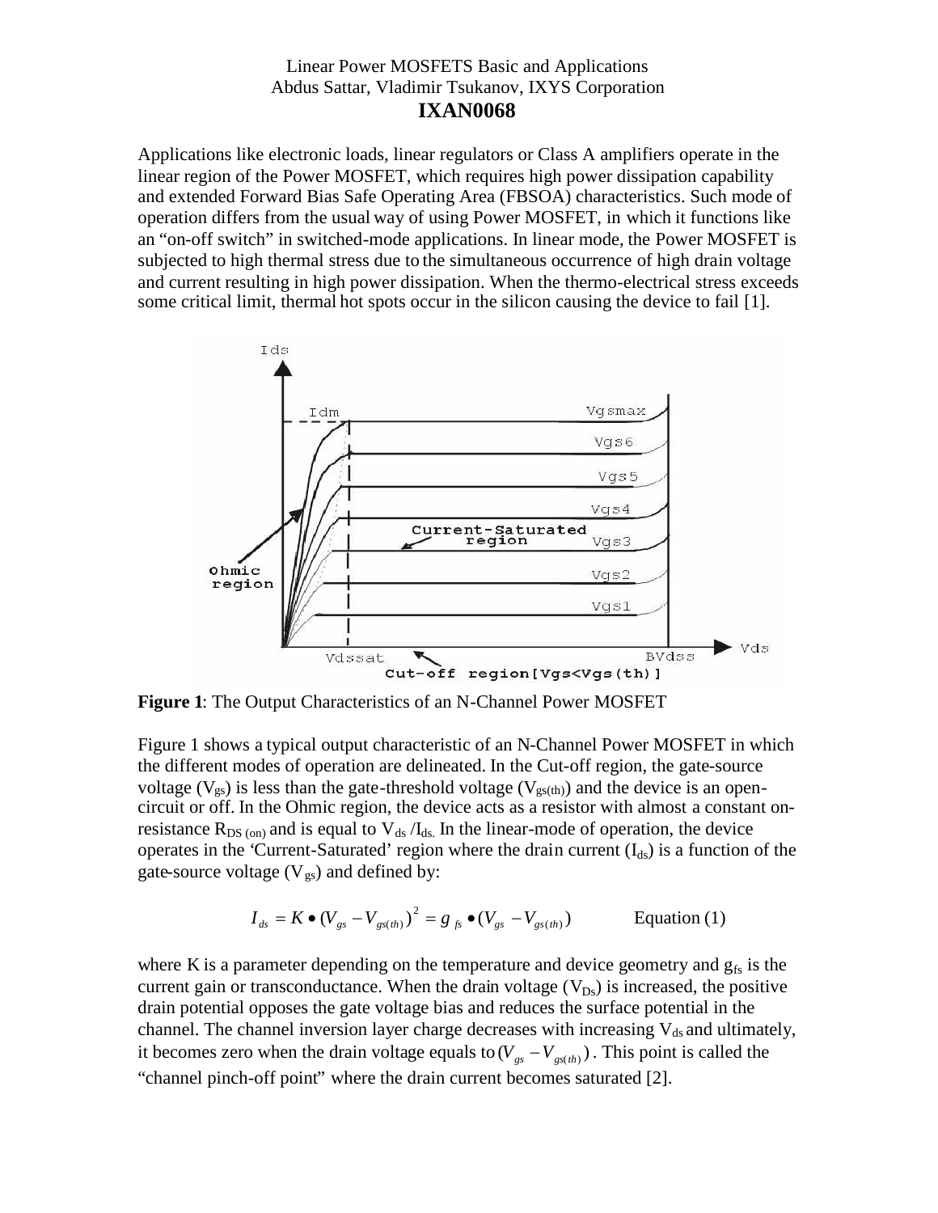# Linear Power MOSFETS Basic and Applications

Abdus Sattar, Vladimir Tsukanov, IXYS Corporation

## IXAN0068

Applications like electronic loads, linear regulators or Class A amplifiers operate in the linear region of the Power MOSFET, which requires high power dissipation capability and extended Forward Bias Safe Operating Area (FBSOA) characteristics. Such mode of operation differs from the usual way of using Power MOSFET, in which it functions like an "on-off switch" in switched-mode applications. In linear mode, the Power MOSFET is subjected to high thermal stress due to the simultaneous occurrence of high drain voltage and current resulting in high power dissipation. When the thermo-electrical stress exceeds some critical limit, thermal hot spots occur in the silicon causing the device to fail [1].

**Figure 1**: The Output Characteristics of an N-Channel Power MOSFET

Figure 1 shows a typical output characteristic of an N-Channel Power MOSFET in which the different modes of operation are delineated. In the Cut-off region, the gate-source voltage ($V_{gs}$) is less than the gate-threshold voltage ($V_{gs(th)}$) and the device is an open-circuit or off. In the Ohmic region, the device acts as a resistor with almost a constant on-resistance $R_{DS\,(on)}$ and is equal to $V_{ds}/I_{ds}$. In the linear-mode of operation, the device operates in the 'Current-Saturated' region where the drain current ($I_{ds}$) is a function of the gate-source voltage ($V_{gs}$) and defined by:

$$I_{ds} = K \bullet (V_{gs} - V_{gs(th)})^2 = g_{fs} \bullet (V_{gs} - V_{gs(th)}) \qquad \text{Equation (1)}$$

where K is a parameter depending on the temperature and device geometry and $g_{fs}$ is the current gain or transconductance. When the drain voltage ($V_{Ds}$) is increased, the positive drain potential opposes the gate voltage bias and reduces the surface potential in the channel. The channel inversion layer charge decreases with increasing $V_{ds}$ and ultimately, it becomes zero when the drain voltage equals to $(V_{gs} - V_{gs(th)})$. This point is called the "channel pinch-off point" where the drain current becomes saturated [2].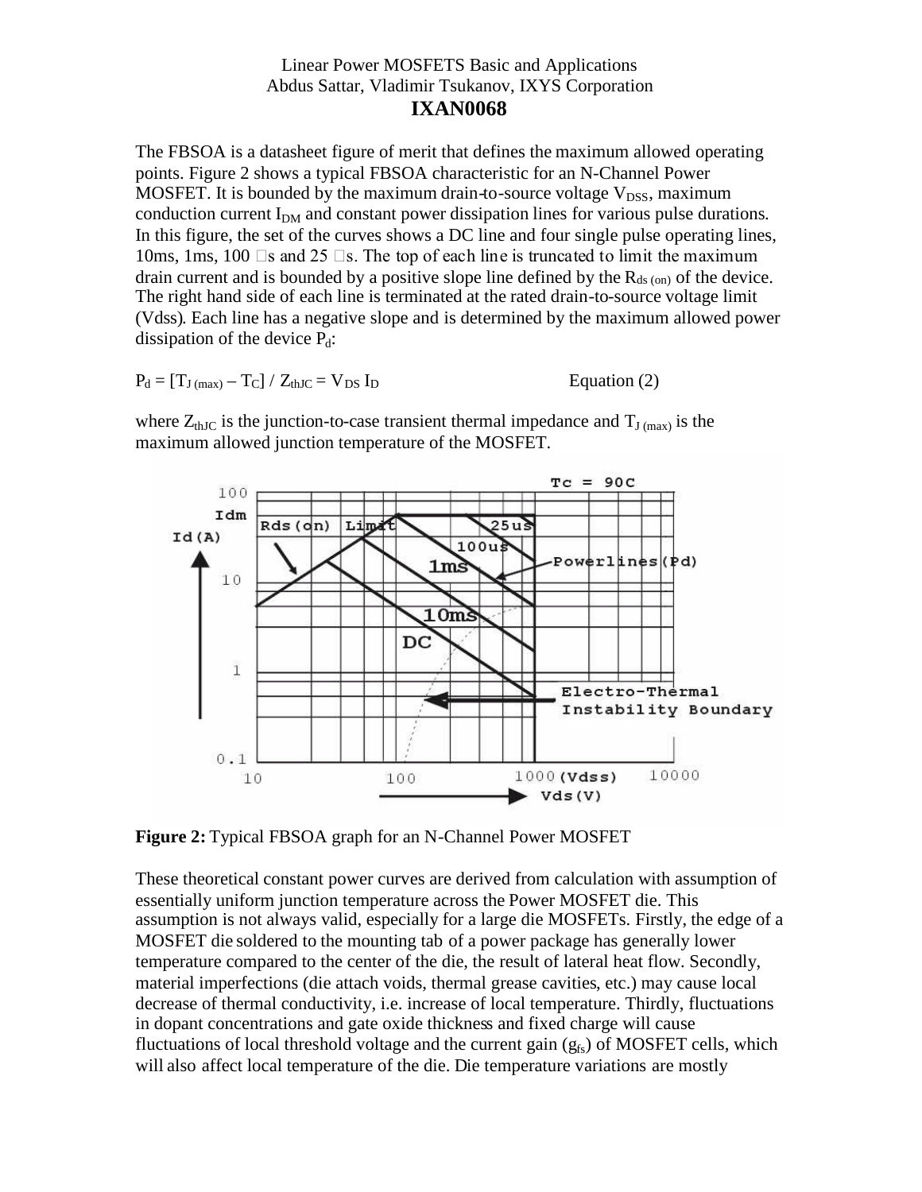Linear Power MOSFETS Basic and Applications
Abdus Sattar, Vladimir Tsukanov, IXYS Corporation
**IXAN0068**

The FBSOA is a datasheet figure of merit that defines the maximum allowed operating points. Figure 2 shows a typical FBSOA characteristic for an N-Channel Power MOSFET. It is bounded by the maximum drain-to-source voltage $V_{DSS}$, maximum conduction current $I_{DM}$ and constant power dissipation lines for various pulse durations. In this figure, the set of the curves shows a DC line and four single pulse operating lines, 10ms, 1ms, 100 µs and 25 µs. The top of each line is truncated to limit the maximum drain current and is bounded by a positive slope line defined by the $R_{ds\,(on)}$ of the device. The right hand side of each line is terminated at the rated drain-to-source voltage limit (Vdss). Each line has a negative slope and is determined by the maximum allowed power dissipation of the device $P_d$:

$$P_d = [T_{J\,(max)} - T_C] / Z_{thJC} = V_{DS}\, I_D \qquad \text{Equation (2)}$$

where $Z_{thJC}$ is the junction-to-case transient thermal impedance and $T_{J\,(max)}$ is the maximum allowed junction temperature of the MOSFET.

**Figure 2:** Typical FBSOA graph for an N-Channel Power MOSFET

These theoretical constant power curves are derived from calculation with assumption of essentially uniform junction temperature across the Power MOSFET die. This assumption is not always valid, especially for a large die MOSFETs. Firstly, the edge of a MOSFET die soldered to the mounting tab of a power package has generally lower temperature compared to the center of the die, the result of lateral heat flow. Secondly, material imperfections (die attach voids, thermal grease cavities, etc.) may cause local decrease of thermal conductivity, i.e. increase of local temperature. Thirdly, fluctuations in dopant concentrations and gate oxide thickness and fixed charge will cause fluctuations of local threshold voltage and the current gain ($g_{fs}$) of MOSFET cells, which will also affect local temperature of the die. Die temperature variations are mostly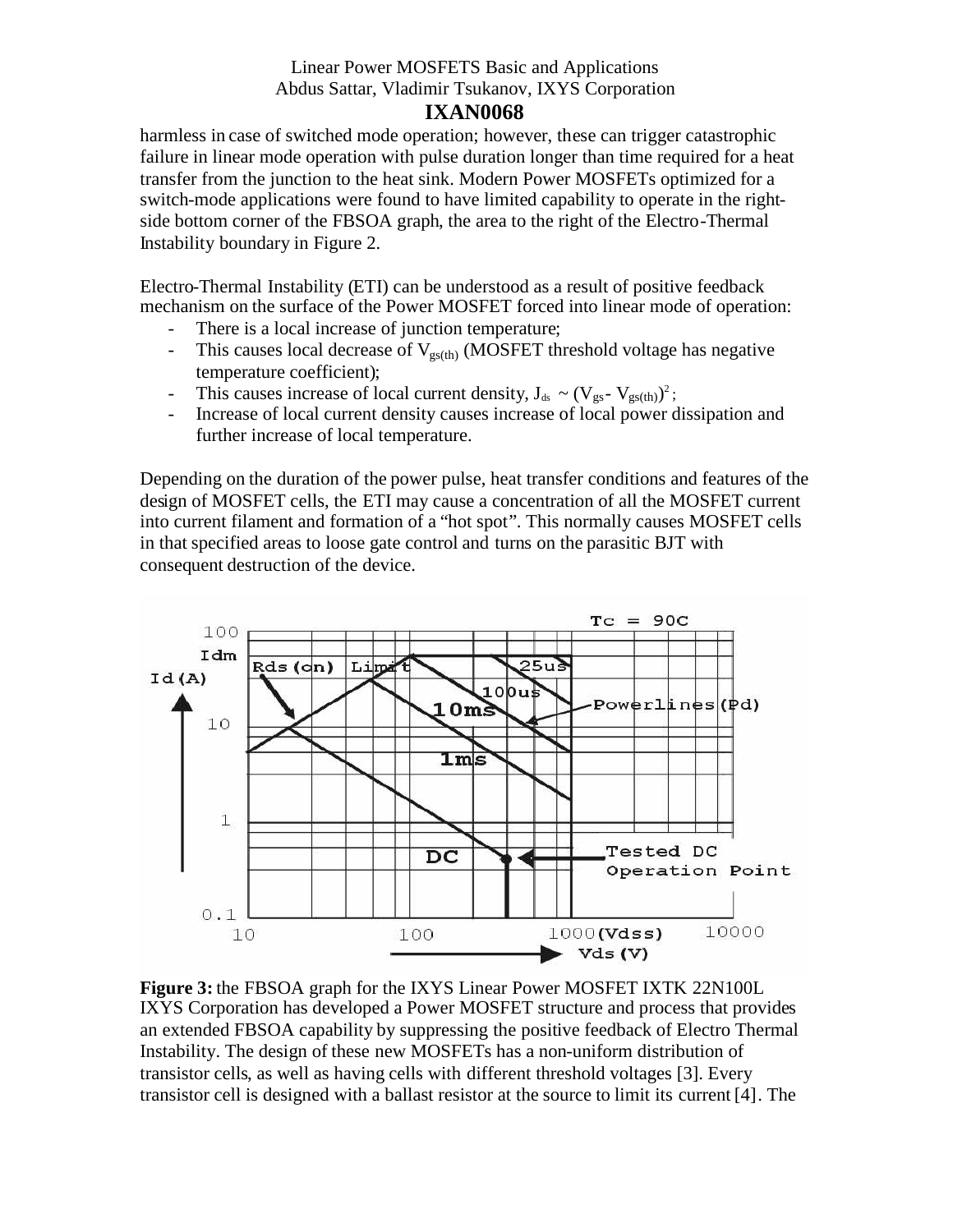harmless in case of switched mode operation; however, these can trigger catastrophic failure in linear mode operation with pulse duration longer than time required for a heat transfer from the junction to the heat sink. Modern Power MOSFETs optimized for a switch-mode applications were found to have limited capability to operate in the right-side bottom corner of the FBSOA graph, the area to the right of the Electro-Thermal Instability boundary in Figure 2.

Electro-Thermal Instability (ETI) can be understood as a result of positive feedback mechanism on the surface of the Power MOSFET forced into linear mode of operation:

- There is a local increase of junction temperature;
- This causes local decrease of $V_{gs(th)}$ (MOSFET threshold voltage has negative temperature coefficient);
- This causes increase of local current density, $J_{ds} \sim (V_{gs} - V_{gs(th)})^2$;
- Increase of local current density causes increase of local power dissipation and further increase of local temperature.

Depending on the duration of the power pulse, heat transfer conditions and features of the design of MOSFET cells, the ETI may cause a concentration of all the MOSFET current into current filament and formation of a "hot spot". This normally causes MOSFET cells in that specified areas to loose gate control and turns on the parasitic BJT with consequent destruction of the device.

**Figure 3:** the FBSOA graph for the IXYS Linear Power MOSFET IXTK 22N100L

IXYS Corporation has developed a Power MOSFET structure and process that provides an extended FBSOA capability by suppressing the positive feedback of Electro Thermal Instability. The design of these new MOSFETs has a non-uniform distribution of transistor cells, as well as having cells with different threshold voltages [3]. Every transistor cell is designed with a ballast resistor at the source to limit its current [4]. The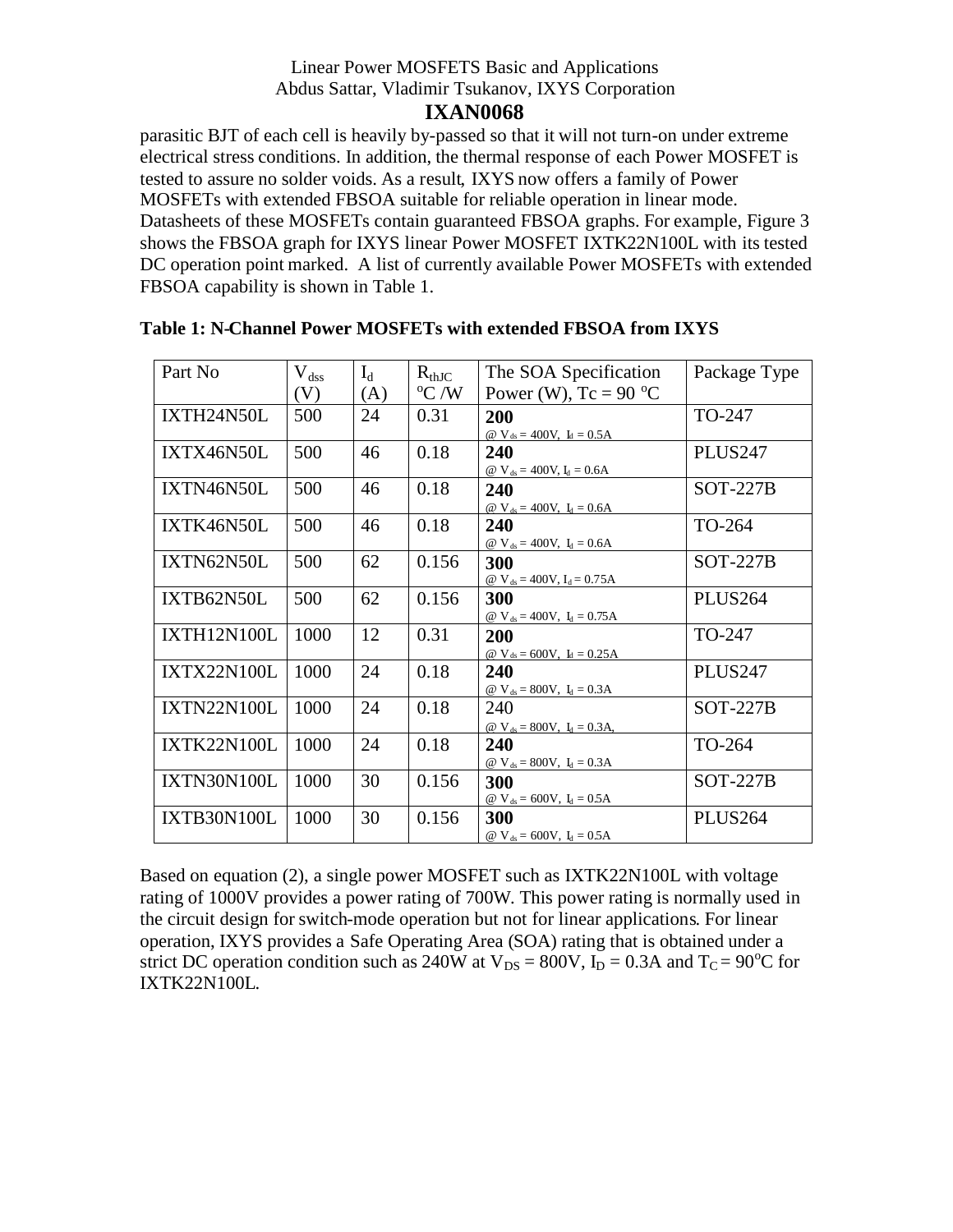parasitic BJT of each cell is heavily by-passed so that it will not turn-on under extreme electrical stress conditions. In addition, the thermal response of each Power MOSFET is tested to assure no solder voids. As a result, IXYS now offers a family of Power MOSFETs with extended FBSOA suitable for reliable operation in linear mode. Datasheets of these MOSFETs contain guaranteed FBSOA graphs. For example, Figure 3 shows the FBSOA graph for IXYS linear Power MOSFET IXTK22N100L with its tested DC operation point marked. A list of currently available Power MOSFETs with extended FBSOA capability is shown in Table 1.

**Table 1: N-Channel Power MOSFETs with extended FBSOA from IXYS**

| Part No | $V_{dss}$ (V) | $I_d$ (A) | $R_{thJC}$ $^oC$ /W | The SOA Specification Power (W), Tc = 90 $^oC$ | Package Type |
|---|---|---|---|---|---|
| IXTH24N50L | 500 | 24 | 0.31 | **200** @ $V_{ds}$ = 400V, $I_d$ = 0.5A | TO-247 |
| IXTX46N50L | 500 | 46 | 0.18 | **240** @ $V_{ds}$ = 400V, $I_d$ = 0.6A | PLUS247 |
| IXTN46N50L | 500 | 46 | 0.18 | **240** @ $V_{ds}$ = 400V, $I_d$ = 0.6A | SOT-227B |
| IXTK46N50L | 500 | 46 | 0.18 | **240** @ $V_{ds}$ = 400V, $I_d$ = 0.6A | TO-264 |
| IXTN62N50L | 500 | 62 | 0.156 | **300** @ $V_{ds}$ = 400V, $I_d$ = 0.75A | SOT-227B |
| IXTB62N50L | 500 | 62 | 0.156 | **300** @ $V_{ds}$ = 400V, $I_d$ = 0.75A | PLUS264 |
| IXTH12N100L | 1000 | 12 | 0.31 | **200** @ $V_{ds}$ = 600V, $I_d$ = 0.25A | TO-247 |
| IXTX22N100L | 1000 | 24 | 0.18 | **240** @ $V_{ds}$ = 800V, $I_d$ = 0.3A | PLUS247 |
| IXTN22N100L | 1000 | 24 | 0.18 | 240 @ $V_{ds}$ = 800V, $I_d$ = 0.3A, | SOT-227B |
| IXTK22N100L | 1000 | 24 | 0.18 | **240** @ $V_{ds}$ = 800V, $I_d$ = 0.3A | TO-264 |
| IXTN30N100L | 1000 | 30 | 0.156 | **300** @ $V_{ds}$ = 600V, $I_d$ = 0.5A | SOT-227B |
| IXTB30N100L | 1000 | 30 | 0.156 | **300** @ $V_{ds}$ = 600V, $I_d$ = 0.5A | PLUS264 |

Based on equation (2), a single power MOSFET such as IXTK22N100L with voltage rating of 1000V provides a power rating of 700W. This power rating is normally used in the circuit design for switch-mode operation but not for linear applications. For linear operation, IXYS provides a Safe Operating Area (SOA) rating that is obtained under a strict DC operation condition such as 240W at $V_{DS}$ = 800V, $I_D$ = 0.3A and $T_C$ = 90$^oC$ for IXTK22N100L.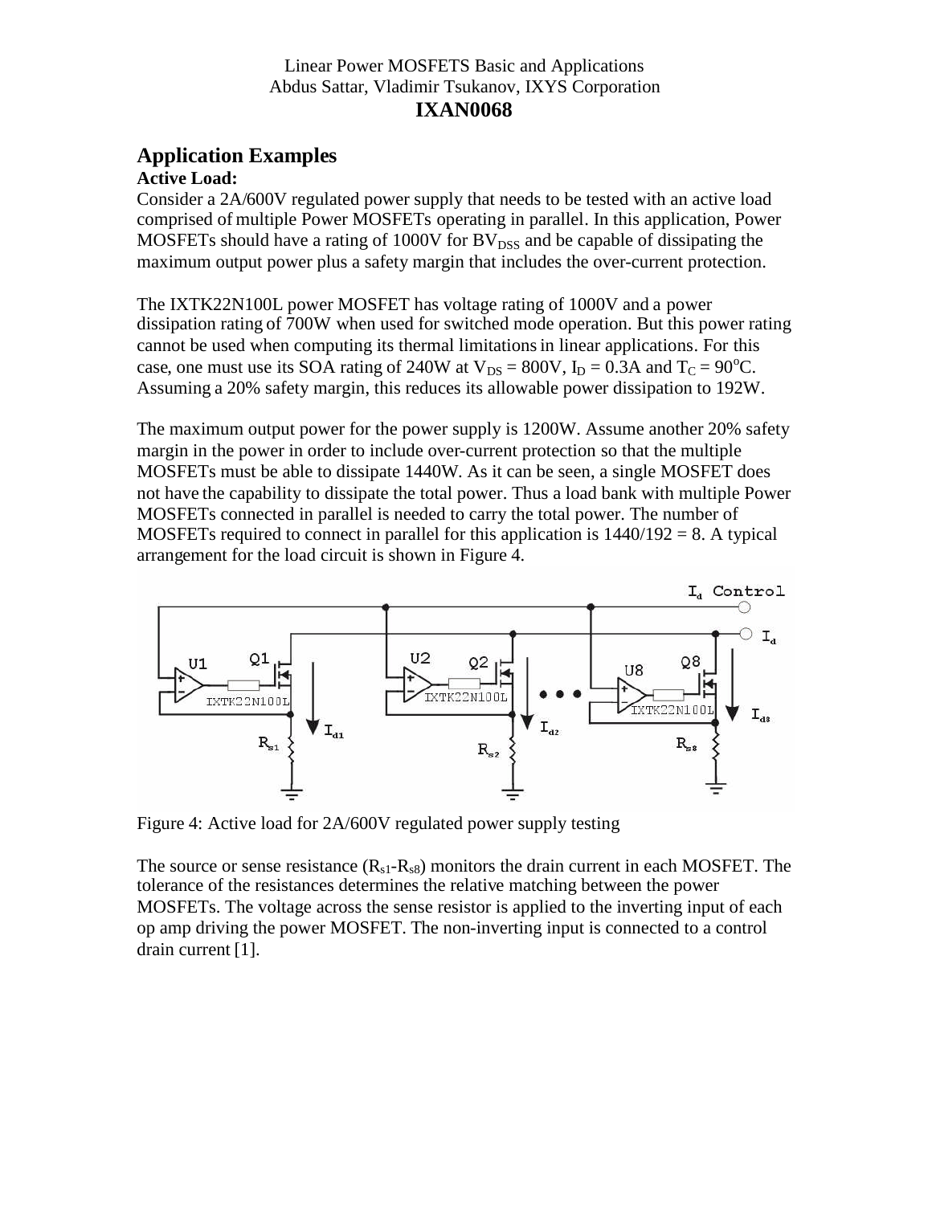Linear Power MOSFETS Basic and Applications
Abdus Sattar, Vladimir Tsukanov, IXYS Corporation
**IXAN0068**

## Application Examples

**Active Load:**

Consider a 2A/600V regulated power supply that needs to be tested with an active load comprised of multiple Power MOSFETs operating in parallel. In this application, Power MOSFETs should have a rating of 1000V for $BV_{DSS}$ and be capable of dissipating the maximum output power plus a safety margin that includes the over-current protection.

The IXTK22N100L power MOSFET has voltage rating of 1000V and a power dissipation rating of 700W when used for switched mode operation. But this power rating cannot be used when computing its thermal limitations in linear applications. For this case, one must use its SOA rating of 240W at $V_{DS}$ = 800V, $I_D$ = 0.3A and $T_C$ = 90°C. Assuming a 20% safety margin, this reduces its allowable power dissipation to 192W.

The maximum output power for the power supply is 1200W. Assume another 20% safety margin in the power in order to include over-current protection so that the multiple MOSFETs must be able to dissipate 1440W. As it can be seen, a single MOSFET does not have the capability to dissipate the total power. Thus a load bank with multiple Power MOSFETs connected in parallel is needed to carry the total power. The number of MOSFETs required to connect in parallel for this application is 1440/192 = 8. A typical arrangement for the load circuit is shown in Figure 4.

Figure 4: Active load for 2A/600V regulated power supply testing

The source or sense resistance ($R_{s1}$-$R_{s8}$) monitors the drain current in each MOSFET. The tolerance of the resistances determines the relative matching between the power MOSFETs. The voltage across the sense resistor is applied to the inverting input of each op amp driving the power MOSFET. The non-inverting input is connected to a control drain current [1].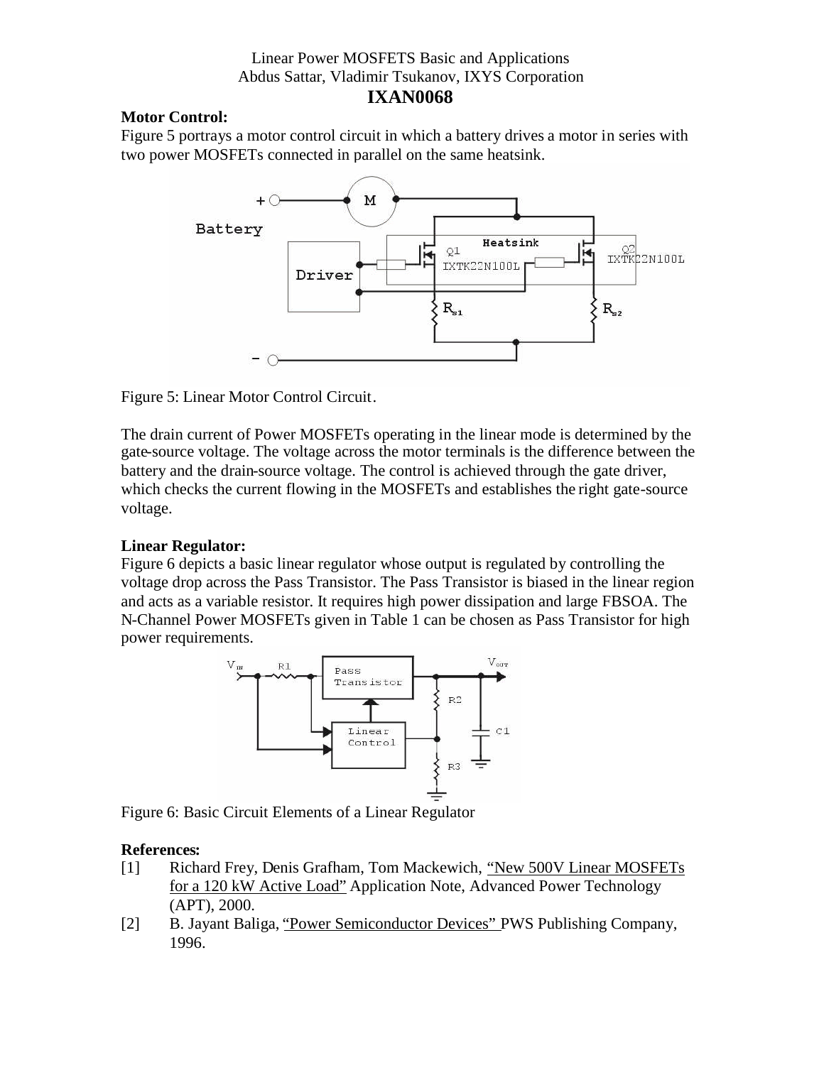Linear Power MOSFETS Basic and Applications
Abdus Sattar, Vladimir Tsukanov, IXYS Corporation

# IXAN0068

**Motor Control:**

Figure 5 portrays a motor control circuit in which a battery drives a motor in series with two power MOSFETs connected in parallel on the same heatsink.

Figure 5: Linear Motor Control Circuit.

The drain current of Power MOSFETs operating in the linear mode is determined by the gate-source voltage. The voltage across the motor terminals is the difference between the battery and the drain-source voltage. The control is achieved through the gate driver, which checks the current flowing in the MOSFETs and establishes the right gate-source voltage.

**Linear Regulator:**

Figure 6 depicts a basic linear regulator whose output is regulated by controlling the voltage drop across the Pass Transistor. The Pass Transistor is biased in the linear region and acts as a variable resistor. It requires high power dissipation and large FBSOA. The N-Channel Power MOSFETs given in Table 1 can be chosen as Pass Transistor for high power requirements.

Figure 6: Basic Circuit Elements of a Linear Regulator

**References:**

[1] Richard Frey, Denis Grafham, Tom Mackewich, "New 500V Linear MOSFETs for a 120 kW Active Load" Application Note, Advanced Power Technology (APT), 2000.

[2] B. Jayant Baliga, "Power Semiconductor Devices" PWS Publishing Company, 1996.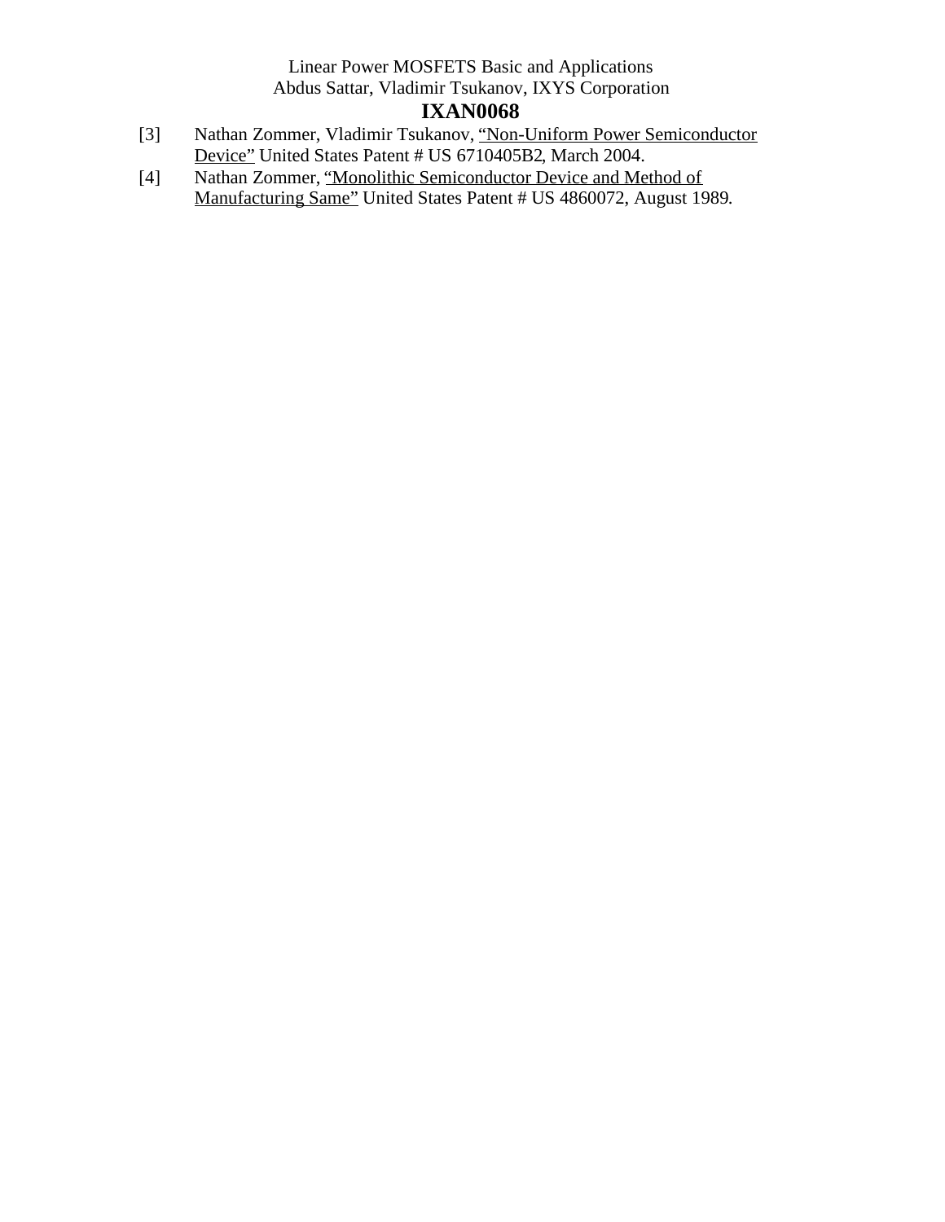[3] Nathan Zommer, Vladimir Tsukanov, "Non-Uniform Power Semiconductor Device" United States Patent # US 6710405B2, March 2004.

[4] Nathan Zommer, "Monolithic Semiconductor Device and Method of Manufacturing Same" United States Patent # US 4860072, August 1989.